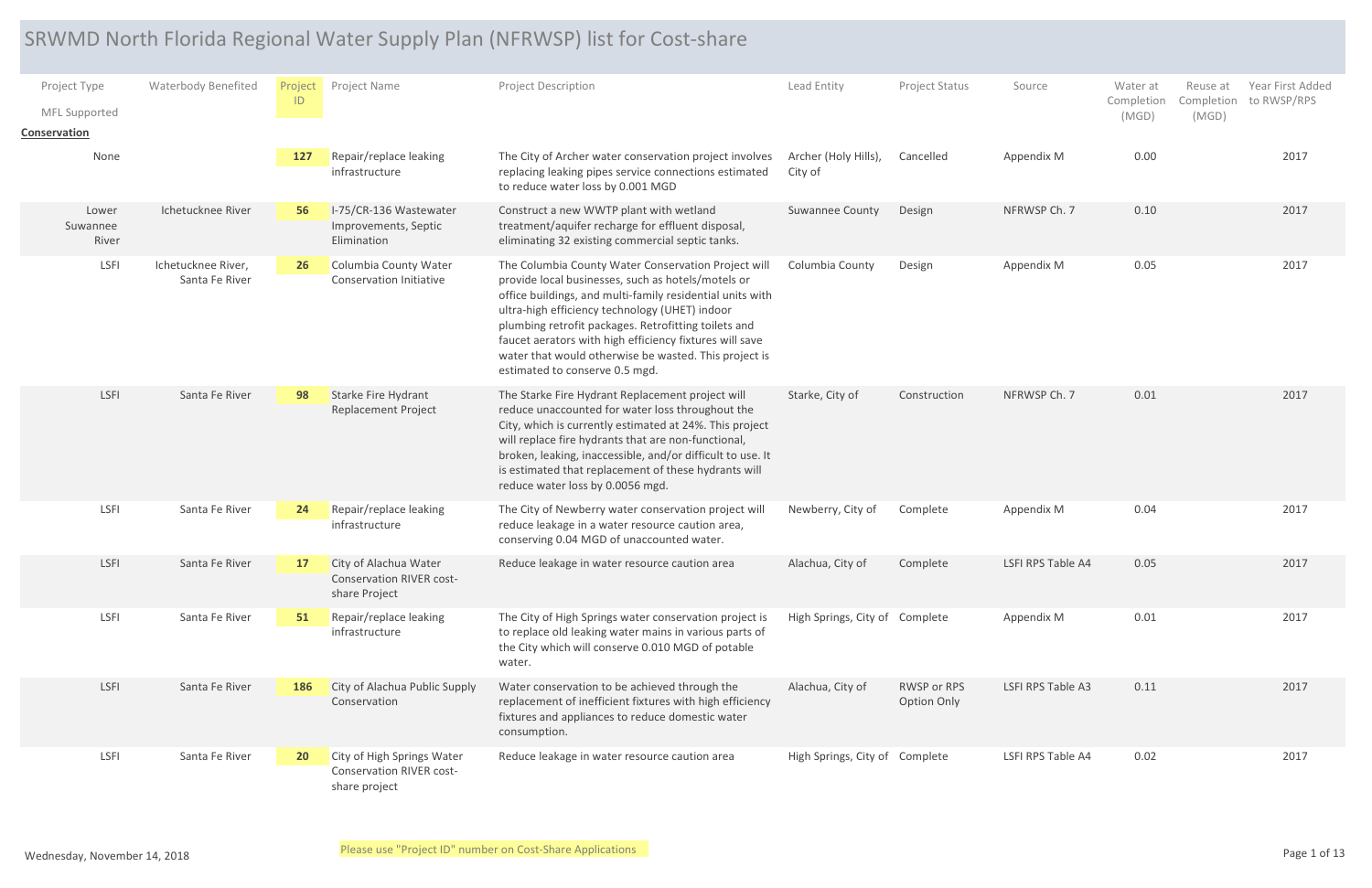# SRWMD North Florida Regional Water Supply Plan (NFRWSP) list for Cost-share

| Project Type / MFL Supported | Waterbody Benefited | Project ID | Project Name | Project Description | Lead Entity | Project Status | Source | Water at Completion (MGD) | Reuse at Completion (MGD) | Year First Added to RWSP/RPS |
|---|---|---|---|---|---|---|---|---|---|---|
| **Conservation** | | | | | | | | | | |
| None | | **127** | Repair/replace leaking infrastructure | The City of Archer water conservation project involves replacing leaking pipes service connections estimated to reduce water loss by 0.001 MGD | Archer (Holy Hills), City of | Cancelled | Appendix M | 0.00 | | 2017 |
| Lower Suwannee River | Ichetucknee River | **56** | I-75/CR-136 Wastewater Improvements, Septic Elimination | Construct a new WWTP plant with wetland treatment/aquifer recharge for effluent disposal, eliminating 32 existing commercial septic tanks. | Suwannee County | Design | NFRWSP Ch. 7 | 0.10 | | 2017 |
| LSFI | Ichetucknee River, Santa Fe River | **26** | Columbia County Water Conservation Initiative | The Columbia County Water Conservation Project will provide local businesses, such as hotels/motels or office buildings, and multi-family residential units with ultra-high efficiency technology (UHET) indoor plumbing retrofit packages. Retrofitting toilets and faucet aerators with high efficiency fixtures will save water that would otherwise be wasted. This project is estimated to conserve 0.5 mgd. | Columbia County | Design | Appendix M | 0.05 | | 2017 |
| LSFI | Santa Fe River | **98** | Starke Fire Hydrant Replacement Project | The Starke Fire Hydrant Replacement project will reduce unaccounted for water loss throughout the City, which is currently estimated at 24%. This project will replace fire hydrants that are non-functional, broken, leaking, inaccessible, and/or difficult to use. It is estimated that replacement of these hydrants will reduce water loss by 0.0056 mgd. | Starke, City of | Construction | NFRWSP Ch. 7 | 0.01 | | 2017 |
| LSFI | Santa Fe River | **24** | Repair/replace leaking infrastructure | The City of Newberry water conservation project will reduce leakage in a water resource caution area, conserving 0.04 MGD of unaccounted water. | Newberry, City of | Complete | Appendix M | 0.04 | | 2017 |
| LSFI | Santa Fe River | **17** | City of Alachua Water Conservation RIVER cost-share Project | Reduce leakage in water resource caution area | Alachua, City of | Complete | LSFI RPS Table A4 | 0.05 | | 2017 |
| LSFI | Santa Fe River | **51** | Repair/replace leaking infrastructure | The City of High Springs water conservation project is to replace old leaking water mains in various parts of the City which will conserve 0.010 MGD of potable water. | High Springs, City of | Complete | Appendix M | 0.01 | | 2017 |
| LSFI | Santa Fe River | **186** | City of Alachua Public Supply Conservation | Water conservation to be achieved through the replacement of inefficient fixtures with high efficiency fixtures and appliances to reduce domestic water consumption. | Alachua, City of | RWSP or RPS Option Only | LSFI RPS Table A3 | 0.11 | | 2017 |
| LSFI | Santa Fe River | **20** | City of High Springs Water Conservation RIVER cost-share project | Reduce leakage in water resource caution area | High Springs, City of | Complete | LSFI RPS Table A4 | 0.02 | | 2017 |

Wednesday, November 14, 2018

Please use "Project ID" number on Cost-Share Applications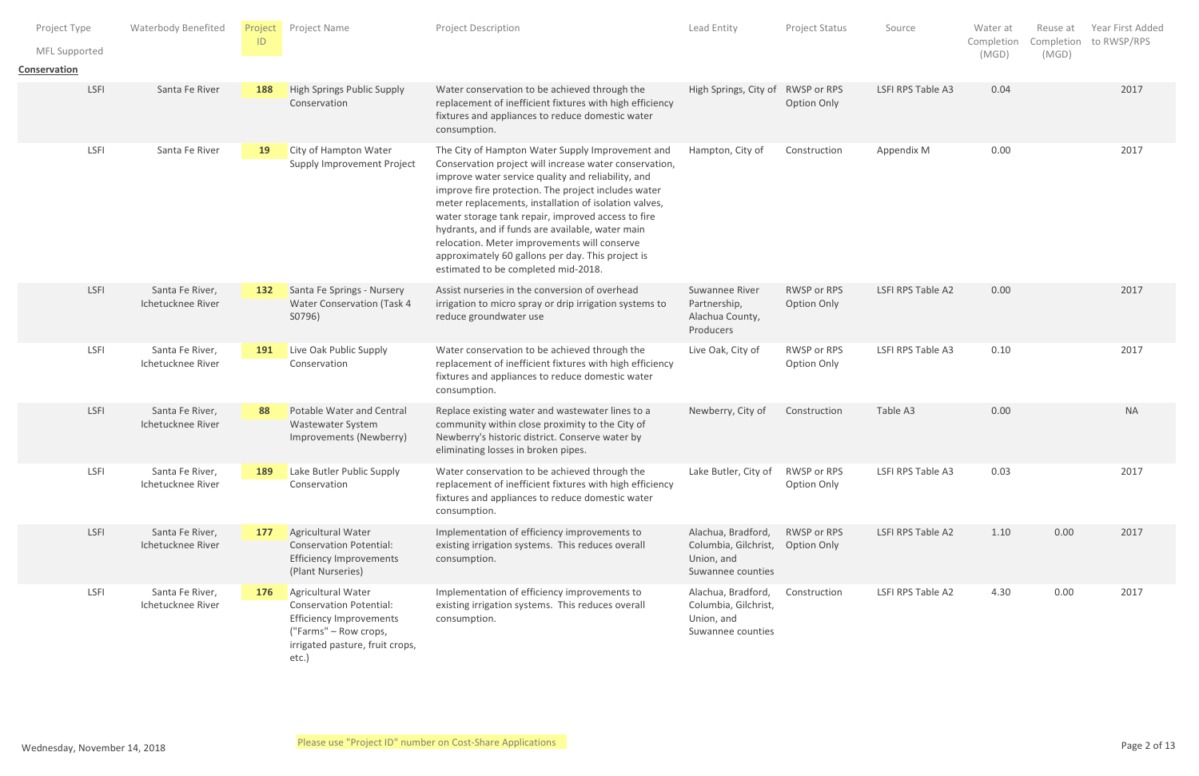| Project Type<br>MFL Supported | Waterbody Benefited | Project ID | Project Name | Project Description | Lead Entity | Project Status | Source | Water at Completion (MGD) | Reuse at Completion (MGD) | Year First Added to RWSP/RPS |
|---|---|---|---|---|---|---|---|---|---|---|
| **Conservation** | | | | | | | | | | |
| LSFI | Santa Fe River | 188 | High Springs Public Supply Conservation | Water conservation to be achieved through the replacement of inefficient fixtures with high efficiency fixtures and appliances to reduce domestic water consumption. | High Springs, City of | RWSP or RPS Option Only | LSFI RPS Table A3 | 0.04 | | 2017 |
| LSFI | Santa Fe River | 19 | City of Hampton Water Supply Improvement Project | The City of Hampton Water Supply Improvement and Conservation project will increase water conservation, improve water service quality and reliability, and improve fire protection. The project includes water meter replacements, installation of isolation valves, water storage tank repair, improved access to fire hydrants, and if funds are available, water main relocation. Meter improvements will conserve approximately 60 gallons per day. This project is estimated to be completed mid-2018. | Hampton, City of | Construction | Appendix M | 0.00 | | 2017 |
| LSFI | Santa Fe River, Ichetucknee River | 132 | Santa Fe Springs - Nursery Water Conservation (Task 4 S0796) | Assist nurseries in the conversion of overhead irrigation to micro spray or drip irrigation systems to reduce groundwater use | Suwannee River Partnership, Alachua County, Producers | RWSP or RPS Option Only | LSFI RPS Table A2 | 0.00 | | 2017 |
| LSFI | Santa Fe River, Ichetucknee River | 191 | Live Oak Public Supply Conservation | Water conservation to be achieved through the replacement of inefficient fixtures with high efficiency fixtures and appliances to reduce domestic water consumption. | Live Oak, City of | RWSP or RPS Option Only | LSFI RPS Table A3 | 0.10 | | 2017 |
| LSFI | Santa Fe River, Ichetucknee River | 88 | Potable Water and Central Wastewater System Improvements (Newberry) | Replace existing water and wastewater lines to a community within close proximity to the City of Newberry's historic district. Conserve water by eliminating losses in broken pipes. | Newberry, City of | Construction | Table A3 | 0.00 | | NA |
| LSFI | Santa Fe River, Ichetucknee River | 189 | Lake Butler Public Supply Conservation | Water conservation to be achieved through the replacement of inefficient fixtures with high efficiency fixtures and appliances to reduce domestic water consumption. | Lake Butler, City of | RWSP or RPS Option Only | LSFI RPS Table A3 | 0.03 | | 2017 |
| LSFI | Santa Fe River, Ichetucknee River | 177 | Agricultural Water Conservation Potential: Efficiency Improvements (Plant Nurseries) | Implementation of efficiency improvements to existing irrigation systems. This reduces overall consumption. | Alachua, Bradford, Columbia, Gilchrist, Union, and Suwannee counties | RWSP or RPS Option Only | LSFI RPS Table A2 | 1.10 | 0.00 | 2017 |
| LSFI | Santa Fe River, Ichetucknee River | 176 | Agricultural Water Conservation Potential: Efficiency Improvements ("Farms" – Row crops, irrigated pasture, fruit crops, etc.) | Implementation of efficiency improvements to existing irrigation systems. This reduces overall consumption. | Alachua, Bradford, Columbia, Gilchrist, Union, and Suwannee counties | Construction | LSFI RPS Table A2 | 4.30 | 0.00 | 2017 |

Please use "Project ID" number on Cost-Share Applications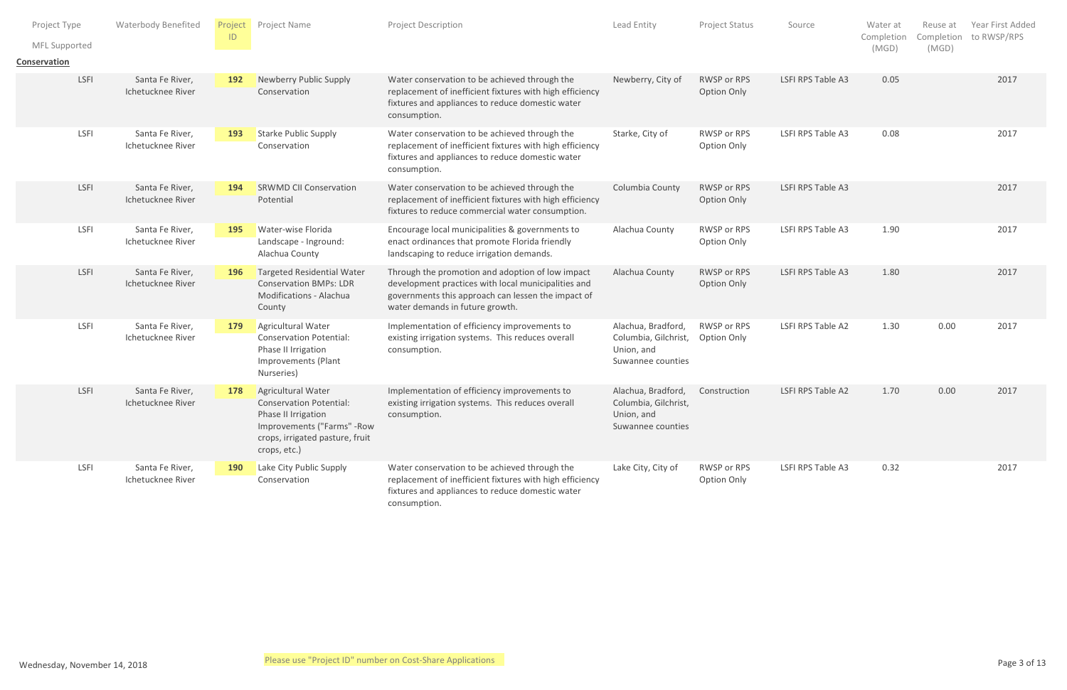| Project Type<br>MFL Supported | Waterbody Benefited | Project ID | Project Name | Project Description | Lead Entity | Project Status | Source | Water at Completion (MGD) | Reuse at Completion (MGD) | Year First Added to RWSP/RPS |
|---|---|---|---|---|---|---|---|---|---|---|
| **Conservation** | | | | | | | | | | |
| LSFI | Santa Fe River, Ichetucknee River | **192** | Newberry Public Supply Conservation | Water conservation to be achieved through the replacement of inefficient fixtures with high efficiency fixtures and appliances to reduce domestic water consumption. | Newberry, City of | RWSP or RPS Option Only | LSFI RPS Table A3 | 0.05 | | 2017 |
| LSFI | Santa Fe River, Ichetucknee River | **193** | Starke Public Supply Conservation | Water conservation to be achieved through the replacement of inefficient fixtures with high efficiency fixtures and appliances to reduce domestic water consumption. | Starke, City of | RWSP or RPS Option Only | LSFI RPS Table A3 | 0.08 | | 2017 |
| LSFI | Santa Fe River, Ichetucknee River | **194** | SRWMD CII Conservation Potential | Water conservation to be achieved through the replacement of inefficient fixtures with high efficiency fixtures to reduce commercial water consumption. | Columbia County | RWSP or RPS Option Only | LSFI RPS Table A3 | | | 2017 |
| LSFI | Santa Fe River, Ichetucknee River | **195** | Water-wise Florida Landscape - Inground: Alachua County | Encourage local municipalities & governments to enact ordinances that promote Florida friendly landscaping to reduce irrigation demands. | Alachua County | RWSP or RPS Option Only | LSFI RPS Table A3 | 1.90 | | 2017 |
| LSFI | Santa Fe River, Ichetucknee River | **196** | Targeted Residential Water Conservation BMPs: LDR Modifications - Alachua County | Through the promotion and adoption of low impact development practices with local municipalities and governments this approach can lessen the impact of water demands in future growth. | Alachua County | RWSP or RPS Option Only | LSFI RPS Table A3 | 1.80 | | 2017 |
| LSFI | Santa Fe River, Ichetucknee River | **179** | Agricultural Water Conservation Potential: Phase II Irrigation Improvements (Plant Nurseries) | Implementation of efficiency improvements to existing irrigation systems. This reduces overall consumption. | Alachua, Bradford, Columbia, Gilchrist, Union, and Suwannee counties | RWSP or RPS Option Only | LSFI RPS Table A2 | 1.30 | 0.00 | 2017 |
| LSFI | Santa Fe River, Ichetucknee River | **178** | Agricultural Water Conservation Potential: Phase II Irrigation Improvements ("Farms" -Row crops, irrigated pasture, fruit crops, etc.) | Implementation of efficiency improvements to existing irrigation systems. This reduces overall consumption. | Alachua, Bradford, Columbia, Gilchrist, Union, and Suwannee counties | Construction | LSFI RPS Table A2 | 1.70 | 0.00 | 2017 |
| LSFI | Santa Fe River, Ichetucknee River | **190** | Lake City Public Supply Conservation | Water conservation to be achieved through the replacement of inefficient fixtures with high efficiency fixtures and appliances to reduce domestic water consumption. | Lake City, City of | RWSP or RPS Option Only | LSFI RPS Table A3 | 0.32 | | 2017 |

Wednesday, November 14, 2018

Please use "Project ID" number on Cost-Share Applications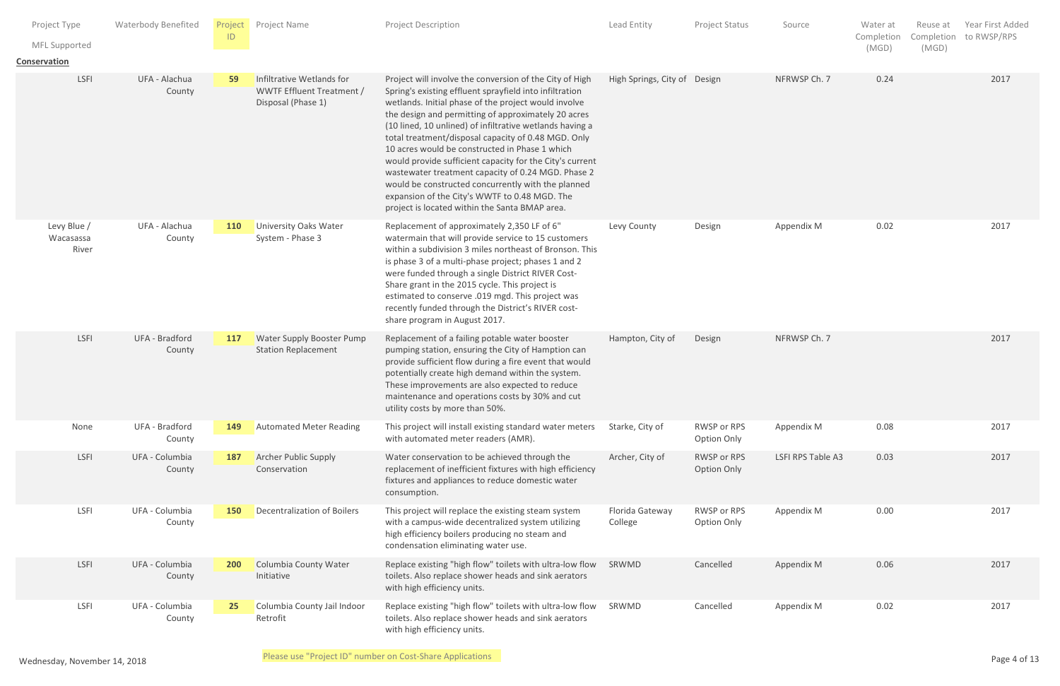| Project Type<br>MFL Supported | Waterbody Benefited | Project ID | Project Name | Project Description | Lead Entity | Project Status | Source | Water at Completion (MGD) | Reuse at Completion (MGD) | Year First Added to RWSP/RPS |
|---|---|---|---|---|---|---|---|---|---|---|
| **Conservation** | | | | | | | | | | |
| LSFI | UFA - Alachua County | 59 | Infiltrative Wetlands for WWTF Effluent Treatment / Disposal (Phase 1) | Project will involve the conversion of the City of High Spring's existing effluent sprayfield into infiltration wetlands. Initial phase of the project would involve the design and permitting of approximately 20 acres (10 lined, 10 unlined) of infiltrative wetlands having a total treatment/disposal capacity of 0.48 MGD. Only 10 acres would be constructed in Phase 1 which would provide sufficient capacity for the City's current wastewater treatment capacity of 0.24 MGD. Phase 2 would be constructed concurrently with the planned expansion of the City's WWTF to 0.48 MGD. The project is located within the Santa BMAP area. | High Springs, City of | Design | NFRWSP Ch. 7 | 0.24 | | 2017 |
| Levy Blue / Wacasassa River | UFA - Alachua County | 110 | University Oaks Water System - Phase 3 | Replacement of approximately 2,350 LF of 6" watermain that will provide service to 15 customers within a subdivision 3 miles northeast of Bronson. This is phase 3 of a multi-phase project; phases 1 and 2 were funded through a single District RIVER Cost-Share grant in the 2015 cycle. This project is estimated to conserve .019 mgd. This project was recently funded through the District's RIVER cost-share program in August 2017. | Levy County | Design | Appendix M | 0.02 | | 2017 |
| LSFI | UFA - Bradford County | 117 | Water Supply Booster Pump Station Replacement | Replacement of a failing potable water booster pumping station, ensuring the City of Hampton can provide sufficient flow during a fire event that would potentially create high demand within the system. These improvements are also expected to reduce maintenance and operations costs by 30% and cut utility costs by more than 50%. | Hampton, City of | Design | NFRWSP Ch. 7 | | | 2017 |
| None | UFA - Bradford County | 149 | Automated Meter Reading | This project will install existing standard water meters with automated meter readers (AMR). | Starke, City of | RWSP or RPS Option Only | Appendix M | 0.08 | | 2017 |
| LSFI | UFA - Columbia County | 187 | Archer Public Supply Conservation | Water conservation to be achieved through the replacement of inefficient fixtures with high efficiency fixtures and appliances to reduce domestic water consumption. | Archer, City of | RWSP or RPS Option Only | LSFI RPS Table A3 | 0.03 | | 2017 |
| LSFI | UFA - Columbia County | 150 | Decentralization of Boilers | This project will replace the existing steam system with a campus-wide decentralized system utilizing high efficiency boilers producing no steam and condensation eliminating water use. | Florida Gateway College | RWSP or RPS Option Only | Appendix M | 0.00 | | 2017 |
| LSFI | UFA - Columbia County | 200 | Columbia County Water Initiative | Replace existing "high flow" toilets with ultra-low flow toilets. Also replace shower heads and sink aerators with high efficiency units. | SRWMD | Cancelled | Appendix M | 0.06 | | 2017 |
| LSFI | UFA - Columbia County | 25 | Columbia County Jail Indoor Retrofit | Replace existing "high flow" toilets with ultra-low flow toilets. Also replace shower heads and sink aerators with high efficiency units. | SRWMD | Cancelled | Appendix M | 0.02 | | 2017 |

Please use "Project ID" number on Cost-Share Applications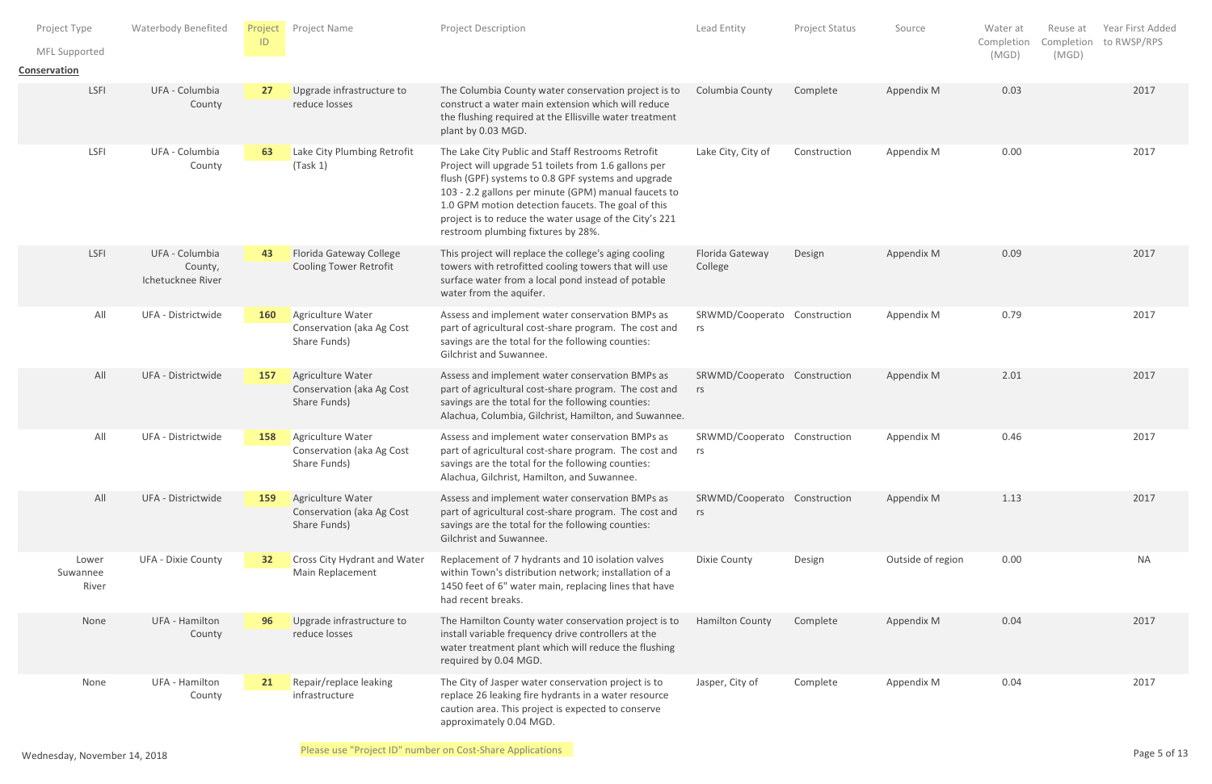| Project Type<br>MFL Supported | Waterbody Benefited | Project ID | Project Name | Project Description | Lead Entity | Project Status | Source | Water at Completion (MGD) | Reuse at Completion (MGD) | Year First Added to RWSP/RPS |
|---|---|---|---|---|---|---|---|---|---|---|
| **Conservation** | | | | | | | | | | |
| LSFI | UFA - Columbia County | 27 | Upgrade infrastructure to reduce losses | The Columbia County water conservation project is to construct a water main extension which will reduce the flushing required at the Ellisville water treatment plant by 0.03 MGD. | Columbia County | Complete | Appendix M | 0.03 | | 2017 |
| LSFI | UFA - Columbia County | 63 | Lake City Plumbing Retrofit (Task 1) | The Lake City Public and Staff Restrooms Retrofit Project will upgrade 51 toilets from 1.6 gallons per flush (GPF) systems to 0.8 GPF systems and upgrade 103 - 2.2 gallons per minute (GPM) manual faucets to 1.0 GPM motion detection faucets. The goal of this project is to reduce the water usage of the City's 221 restroom plumbing fixtures by 28%. | Lake City, City of | Construction | Appendix M | 0.00 | | 2017 |
| LSFI | UFA - Columbia County, Ichetucknee River | 43 | Florida Gateway College Cooling Tower Retrofit | This project will replace the college's aging cooling towers with retrofitted cooling towers that will use surface water from a local pond instead of potable water from the aquifer. | Florida Gateway College | Design | Appendix M | 0.09 | | 2017 |
| All | UFA - Districtwide | 160 | Agriculture Water Conservation (aka Ag Cost Share Funds) | Assess and implement water conservation BMPs as part of agricultural cost-share program. The cost and savings are the total for the following counties: Gilchrist and Suwannee. | SRWMD/Cooperators | Construction | Appendix M | 0.79 | | 2017 |
| All | UFA - Districtwide | 157 | Agriculture Water Conservation (aka Ag Cost Share Funds) | Assess and implement water conservation BMPs as part of agricultural cost-share program. The cost and savings are the total for the following counties: Alachua, Columbia, Gilchrist, Hamilton, and Suwannee. | SRWMD/Cooperators | Construction | Appendix M | 2.01 | | 2017 |
| All | UFA - Districtwide | 158 | Agriculture Water Conservation (aka Ag Cost Share Funds) | Assess and implement water conservation BMPs as part of agricultural cost-share program. The cost and savings are the total for the following counties: Alachua, Gilchrist, Hamilton, and Suwannee. | SRWMD/Cooperators | Construction | Appendix M | 0.46 | | 2017 |
| All | UFA - Districtwide | 159 | Agriculture Water Conservation (aka Ag Cost Share Funds) | Assess and implement water conservation BMPs as part of agricultural cost-share program. The cost and savings are the total for the following counties: Gilchrist and Suwannee. | SRWMD/Cooperators | Construction | Appendix M | 1.13 | | 2017 |
| Lower Suwannee River | UFA - Dixie County | 32 | Cross City Hydrant and Water Main Replacement | Replacement of 7 hydrants and 10 isolation valves within Town's distribution network; installation of a 1450 feet of 6" water main, replacing lines that have had recent breaks. | Dixie County | Design | Outside of region | 0.00 | | NA |
| None | UFA - Hamilton County | 96 | Upgrade infrastructure to reduce losses | The Hamilton County water conservation project is to install variable frequency drive controllers at the water treatment plant which will reduce the flushing required by 0.04 MGD. | Hamilton County | Complete | Appendix M | 0.04 | | 2017 |
| None | UFA - Hamilton County | 21 | Repair/replace leaking infrastructure | The City of Jasper water conservation project is to replace 26 leaking fire hydrants in a water resource caution area. This project is expected to conserve approximately 0.04 MGD. | Jasper, City of | Complete | Appendix M | 0.04 | | 2017 |

Please use "Project ID" number on Cost-Share Applications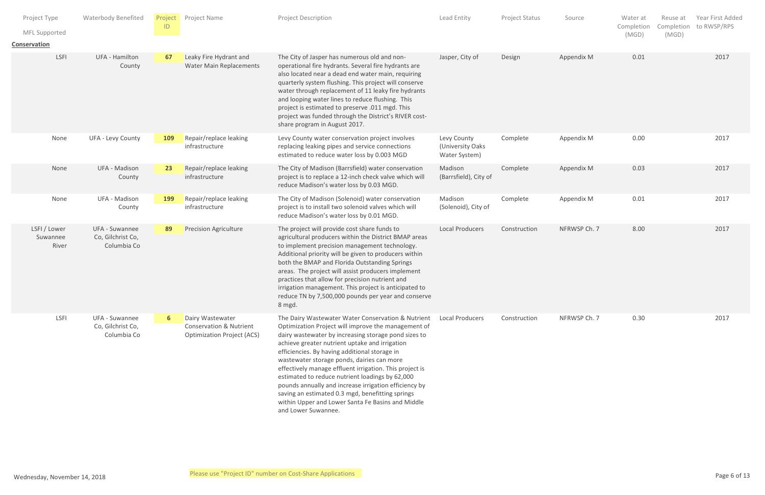| Project Type<br>MFL Supported | Waterbody Benefited | Project ID | Project Name | Project Description | Lead Entity | Project Status | Source | Water at Completion (MGD) | Reuse at Completion (MGD) | Year First Added to RWSP/RPS |
|---|---|---|---|---|---|---|---|---|---|---|
| **Conservation** | | | | | | | | | | |
| LSFI | UFA - Hamilton County | 67 | Leaky Fire Hydrant and Water Main Replacements | The City of Jasper has numerous old and non-operational fire hydrants. Several fire hydrants are also located near a dead end water main, requiring quarterly system flushing. This project will conserve water through replacement of 11 leaky fire hydrants and looping water lines to reduce flushing. This project is estimated to preserve .011 mgd. This project was funded through the District's RIVER cost-share program in August 2017. | Jasper, City of | Design | Appendix M | 0.01 | | 2017 |
| None | UFA - Levy County | 109 | Repair/replace leaking infrastructure | Levy County water conservation project involves replacing leaking pipes and service connections estimated to reduce water loss by 0.003 MGD | Levy County (University Oaks Water System) | Complete | Appendix M | 0.00 | | 2017 |
| None | UFA - Madison County | 23 | Repair/replace leaking infrastructure | The City of Madison (Barrsfield) water conservation project is to replace a 12-inch check valve which will reduce Madison's water loss by 0.03 MGD. | Madison (Barrsfield), City of | Complete | Appendix M | 0.03 | | 2017 |
| None | UFA - Madison County | 199 | Repair/replace leaking infrastructure | The City of Madison (Solenoid) water conservation project is to install two solenoid valves which will reduce Madison's water loss by 0.01 MGD. | Madison (Solenoid), City of | Complete | Appendix M | 0.01 | | 2017 |
| LSFI / Lower Suwannee River | UFA - Suwannee Co, Gilchrist Co, Columbia Co | 89 | Precision Agriculture | The project will provide cost share funds to agricultural producers within the District BMAP areas to implement precision management technology. Additional priority will be given to producers within both the BMAP and Florida Outstanding Springs areas. The project will assist producers implement practices that allow for precision nutrient and irrigation management. This project is anticipated to reduce TN by 7,500,000 pounds per year and conserve 8 mgd. | Local Producers | Construction | NFRWSP Ch. 7 | 8.00 | | 2017 |
| LSFI | UFA - Suwannee Co, Gilchrist Co, Columbia Co | 6 | Dairy Wastewater Conservation & Nutrient Optimization Project (ACS) | The Dairy Wastewater Water Conservation & Nutrient Optimization Project will improve the management of dairy wastewater by increasing storage pond sizes to achieve greater nutrient uptake and irrigation efficiencies. By having additional storage in wastewater storage ponds, dairies can more effectively manage effluent irrigation. This project is estimated to reduce nutrient loadings by 62,000 pounds annually and increase irrigation efficiency by saving an estimated 0.3 mgd, benefitting springs within Upper and Lower Santa Fe Basins and Middle and Lower Suwannee. | Local Producers | Construction | NFRWSP Ch. 7 | 0.30 | | 2017 |

Wednesday, November 14, 2018

Please use "Project ID" number on Cost-Share Applications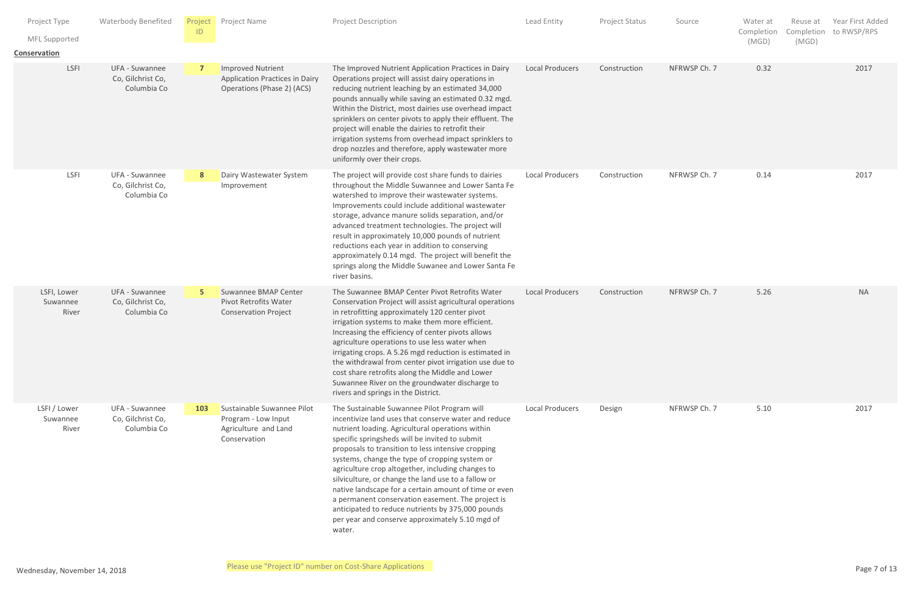| Project Type<br>MFL Supported | Waterbody Benefited | Project ID | Project Name | Project Description | Lead Entity | Project Status | Source | Water at Completion (MGD) | Reuse at Completion (MGD) | Year First Added to RWSP/RPS |
|---|---|---|---|---|---|---|---|---|---|---|
| **Conservation** | | | | | | | | | | |
| LSFI | UFA - Suwannee Co, Gilchrist Co, Columbia Co | 7 | Improved Nutrient Application Practices in Dairy Operations (Phase 2) (ACS) | The Improved Nutrient Application Practices in Dairy Operations project will assist dairy operations in reducing nutrient leaching by an estimated 34,000 pounds annually while saving an estimated 0.32 mgd. Within the District, most dairies use overhead impact sprinklers on center pivots to apply their effluent. The project will enable the dairies to retrofit their irrigation systems from overhead impact sprinklers to drop nozzles and therefore, apply wastewater more uniformly over their crops. | Local Producers | Construction | NFRWSP Ch. 7 | 0.32 | | 2017 |
| LSFI | UFA - Suwannee Co, Gilchrist Co, Columbia Co | 8 | Dairy Wastewater System Improvement | The project will provide cost share funds to dairies throughout the Middle Suwannee and Lower Santa Fe watershed to improve their wastewater systems. Improvements could include additional wastewater storage, advance manure solids separation, and/or advanced treatment technologies. The project will result in approximately 10,000 pounds of nutrient reductions each year in addition to conserving approximately 0.14 mgd. The project will benefit the springs along the Middle Suwanee and Lower Santa Fe river basins. | Local Producers | Construction | NFRWSP Ch. 7 | 0.14 | | 2017 |
| LSFI, Lower Suwannee River | UFA - Suwannee Co, Gilchrist Co, Columbia Co | 5 | Suwannee BMAP Center Pivot Retrofits Water Conservation Project | The Suwannee BMAP Center Pivot Retrofits Water Conservation Project will assist agricultural operations in retrofitting approximately 120 center pivot irrigation systems to make them more efficient. Increasing the efficiency of center pivots allows agriculture operations to use less water when irrigating crops. A 5.26 mgd reduction is estimated in the withdrawal from center pivot irrigation use due to cost share retrofits along the Middle and Lower Suwannee River on the groundwater discharge to rivers and springs in the District. | Local Producers | Construction | NFRWSP Ch. 7 | 5.26 | | NA |
| LSFI / Lower Suwannee River | UFA - Suwannee Co, Gilchrist Co, Columbia Co | 103 | Sustainable Suwannee Pilot Program - Low Input Agriculture and Land Conservation | The Sustainable Suwannee Pilot Program will incentivize land uses that conserve water and reduce nutrient loading. Agricultural operations within specific springsheds will be invited to submit proposals to transition to less intensive cropping systems, change the type of cropping system or agriculture crop altogether, including changes to silviculture, or change the land use to a fallow or native landscape for a certain amount of time or even a permanent conservation easement. The project is anticipated to reduce nutrients by 375,000 pounds per year and conserve approximately 5.10 mgd of water. | Local Producers | Design | NFRWSP Ch. 7 | 5.10 | | 2017 |

Wednesday, November 14, 2018

Please use "Project ID" number on Cost-Share Applications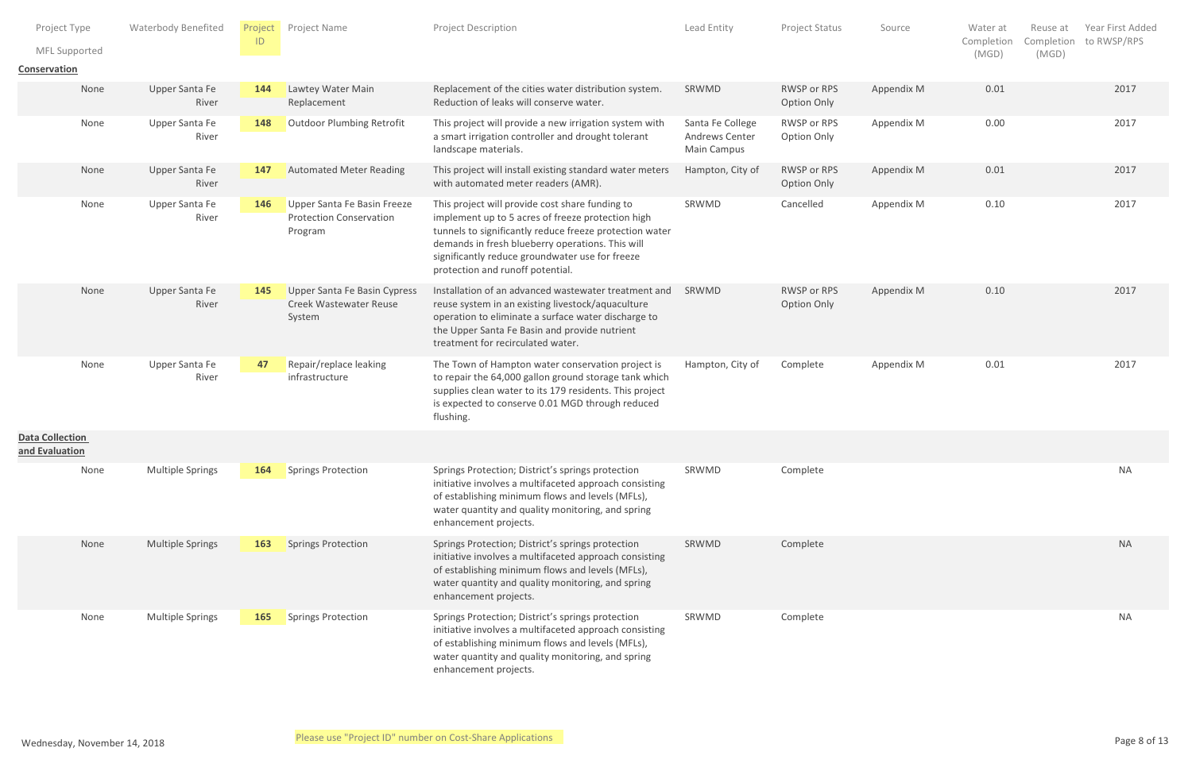| Project Type<br>MFL Supported | Waterbody Benefited | Project ID | Project Name | Project Description | Lead Entity | Project Status | Source | Water at Completion (MGD) | Reuse at Completion (MGD) | Year First Added to RWSP/RPS |
|---|---|---|---|---|---|---|---|---|---|---|
| **Conservation** | | | | | | | | | | |
| None | Upper Santa Fe River | 144 | Lawtey Water Main Replacement | Replacement of the cities water distribution system. Reduction of leaks will conserve water. | SRWMD | RWSP or RPS Option Only | Appendix M | 0.01 | | 2017 |
| None | Upper Santa Fe River | 148 | Outdoor Plumbing Retrofit | This project will provide a new irrigation system with a smart irrigation controller and drought tolerant landscape materials. | Santa Fe College Andrews Center Main Campus | RWSP or RPS Option Only | Appendix M | 0.00 | | 2017 |
| None | Upper Santa Fe River | 147 | Automated Meter Reading | This project will install existing standard water meters with automated meter readers (AMR). | Hampton, City of | RWSP or RPS Option Only | Appendix M | 0.01 | | 2017 |
| None | Upper Santa Fe River | 146 | Upper Santa Fe Basin Freeze Protection Conservation Program | This project will provide cost share funding to implement up to 5 acres of freeze protection high tunnels to significantly reduce freeze protection water demands in fresh blueberry operations. This will significantly reduce groundwater use for freeze protection and runoff potential. | SRWMD | Cancelled | Appendix M | 0.10 | | 2017 |
| None | Upper Santa Fe River | 145 | Upper Santa Fe Basin Cypress Creek Wastewater Reuse System | Installation of an advanced wastewater treatment and reuse system in an existing livestock/aquaculture operation to eliminate a surface water discharge to the Upper Santa Fe Basin and provide nutrient treatment for recirculated water. | SRWMD | RWSP or RPS Option Only | Appendix M | 0.10 | | 2017 |
| None | Upper Santa Fe River | 47 | Repair/replace leaking infrastructure | The Town of Hampton water conservation project is to repair the 64,000 gallon ground storage tank which supplies clean water to its 179 residents. This project is expected to conserve 0.01 MGD through reduced flushing. | Hampton, City of | Complete | Appendix M | 0.01 | | 2017 |
| **Data Collection and Evaluation** | | | | | | | | | | |
| None | Multiple Springs | 164 | Springs Protection | Springs Protection; District's springs protection initiative involves a multifaceted approach consisting of establishing minimum flows and levels (MFLs), water quantity and quality monitoring, and spring enhancement projects. | SRWMD | Complete | | | | NA |
| None | Multiple Springs | 163 | Springs Protection | Springs Protection; District's springs protection initiative involves a multifaceted approach consisting of establishing minimum flows and levels (MFLs), water quantity and quality monitoring, and spring enhancement projects. | SRWMD | Complete | | | | NA |
| None | Multiple Springs | 165 | Springs Protection | Springs Protection; District's springs protection initiative involves a multifaceted approach consisting of establishing minimum flows and levels (MFLs), water quantity and quality monitoring, and spring enhancement projects. | SRWMD | Complete | | | | NA |

Please use "Project ID" number on Cost-Share Applications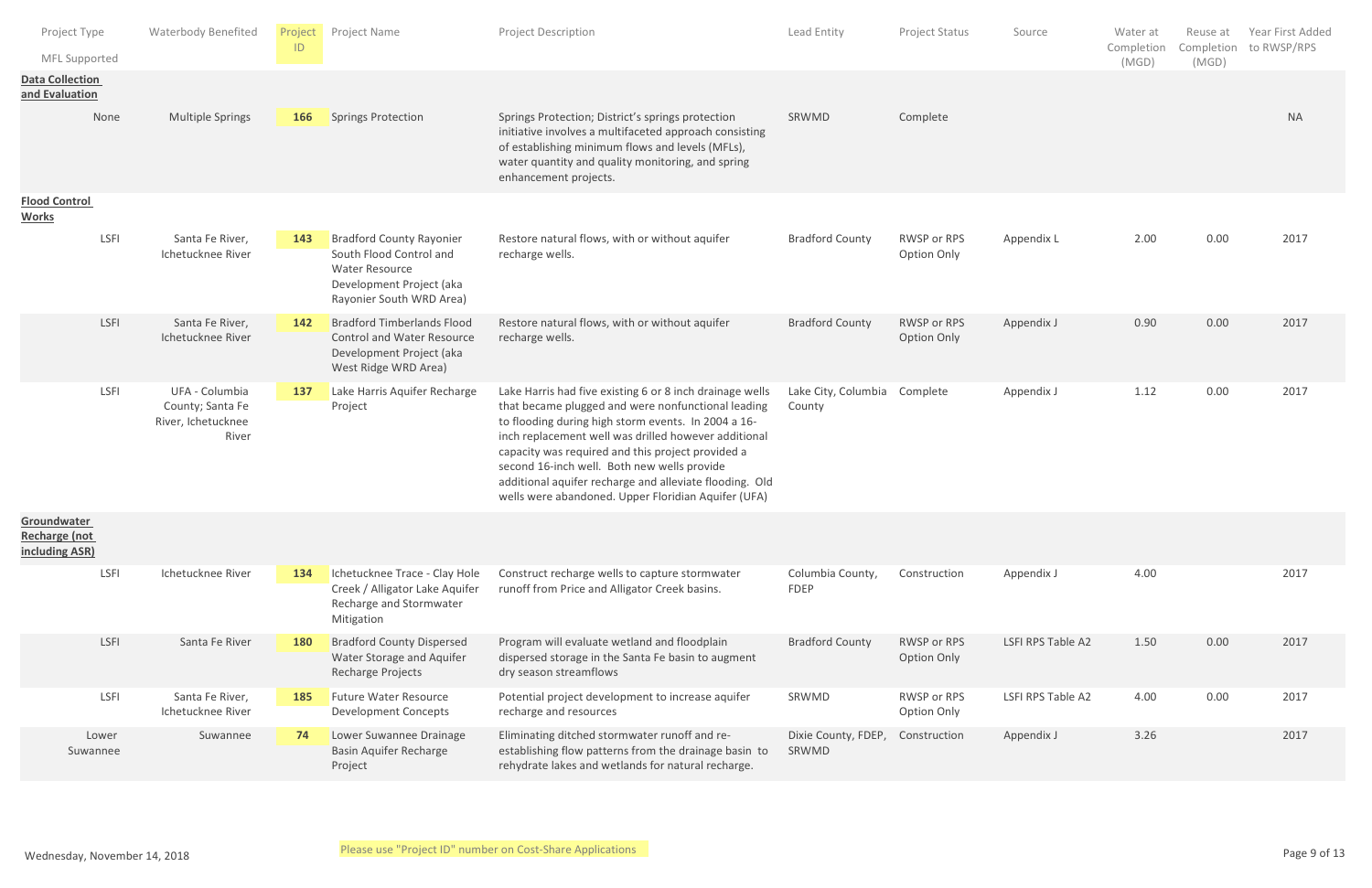| Project Type<br>MFL Supported | Waterbody Benefited | Project ID | Project Name | Project Description | Lead Entity | Project Status | Source | Water at Completion (MGD) | Reuse at Completion (MGD) | Year First Added to RWSP/RPS |
|---|---|---|---|---|---|---|---|---|---|---|
| **Data Collection and Evaluation** | | | | | | | | | | |
| None | Multiple Springs | 166 | Springs Protection | Springs Protection; District's springs protection initiative involves a multifaceted approach consisting of establishing minimum flows and levels (MFLs), water quantity and quality monitoring, and spring enhancement projects. | SRWMD | Complete | | | | NA |
| **Flood Control Works** | | | | | | | | | | |
| LSFI | Santa Fe River, Ichetucknee River | 143 | Bradford County Rayonier South Flood Control and Water Resource Development Project (aka Rayonier South WRD Area) | Restore natural flows, with or without aquifer recharge wells. | Bradford County | RWSP or RPS Option Only | Appendix L | 2.00 | 0.00 | 2017 |
| LSFI | Santa Fe River, Ichetucknee River | 142 | Bradford Timberlands Flood Control and Water Resource Development Project (aka West Ridge WRD Area) | Restore natural flows, with or without aquifer recharge wells. | Bradford County | RWSP or RPS Option Only | Appendix J | 0.90 | 0.00 | 2017 |
| LSFI | UFA - Columbia County; Santa Fe River, Ichetucknee River | 137 | Lake Harris Aquifer Recharge Project | Lake Harris had five existing 6 or 8 inch drainage wells that became plugged and were nonfunctional leading to flooding during high storm events. In 2004 a 16-inch replacement well was drilled however additional capacity was required and this project provided a second 16-inch well. Both new wells provide additional aquifer recharge and alleviate flooding. Old wells were abandoned. Upper Floridian Aquifer (UFA) | Lake City, Columbia County | Complete | Appendix J | 1.12 | 0.00 | 2017 |
| **Groundwater Recharge (not including ASR)** | | | | | | | | | | |
| LSFI | Ichetucknee River | 134 | Ichetucknee Trace - Clay Hole Creek / Alligator Lake Aquifer Recharge and Stormwater Mitigation | Construct recharge wells to capture stormwater runoff from Price and Alligator Creek basins. | Columbia County, FDEP | Construction | Appendix J | 4.00 | | 2017 |
| LSFI | Santa Fe River | 180 | Bradford County Dispersed Water Storage and Aquifer Recharge Projects | Program will evaluate wetland and floodplain dispersed storage in the Santa Fe basin to augment dry season streamflows | Bradford County | RWSP or RPS Option Only | LSFI RPS Table A2 | 1.50 | 0.00 | 2017 |
| LSFI | Santa Fe River, Ichetucknee River | 185 | Future Water Resource Development Concepts | Potential project development to increase aquifer recharge and resources | SRWMD | RWSP or RPS Option Only | LSFI RPS Table A2 | 4.00 | 0.00 | 2017 |
| Lower Suwannee | Suwannee | 74 | Lower Suwannee Drainage Basin Aquifer Recharge Project | Eliminating ditched stormwater runoff and re-establishing flow patterns from the drainage basin to rehydrate lakes and wetlands for natural recharge. | Dixie County, FDEP, SRWMD | Construction | Appendix J | 3.26 | | 2017 |

Please use "Project ID" number on Cost-Share Applications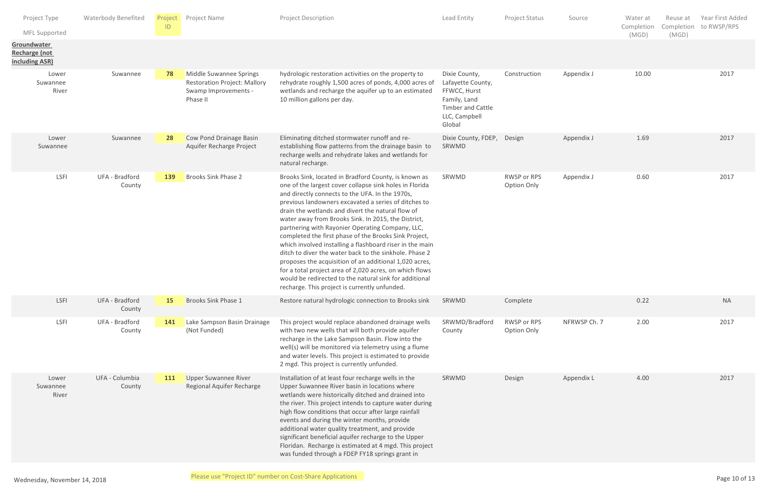| Project Type<br>MFL Supported | Waterbody Benefited | Project ID | Project Name | Project Description | Lead Entity | Project Status | Source | Water at Completion (MGD) | Reuse at Completion (MGD) | Year First Added to RWSP/RPS |
|---|---|---|---|---|---|---|---|---|---|---|
| **Groundwater Recharge (not including ASR)** | | | | | | | | | | |
| Lower Suwannee River | Suwannee | 78 | Middle Suwannee Springs Restoration Project: Mallory Swamp Improvements - Phase II | hydrologic restoration activities on the property to rehydrate roughly 1,500 acres of ponds, 4,000 acres of wetlands and recharge the aquifer up to an estimated 10 million gallons per day. | Dixie County, Lafayette County, FFWCC, Hurst Family, Land Timber and Cattle LLC, Campbell Global | Construction | Appendix J | 10.00 | | 2017 |
| Lower Suwannee | Suwannee | 28 | Cow Pond Drainage Basin Aquifer Recharge Project | Eliminating ditched stormwater runoff and re-establishing flow patterns from the drainage basin to recharge wells and rehydrate lakes and wetlands for natural recharge. | Dixie County, FDEP, SRWMD | Design | Appendix J | 1.69 | | 2017 |
| LSFI | UFA - Bradford County | 139 | Brooks Sink Phase 2 | Brooks Sink, located in Bradford County, is known as one of the largest cover collapse sink holes in Florida and directly connects to the UFA. In the 1970s, previous landowners excavated a series of ditches to drain the wetlands and divert the natural flow of water away from Brooks Sink. In 2015, the District, partnering with Rayonier Operating Company, LLC, completed the first phase of the Brooks Sink Project, which involved installing a flashboard riser in the main ditch to diver the water back to the sinkhole. Phase 2 proposes the acquisition of an additional 1,020 acres, for a total project area of 2,020 acres, on which flows would be redirected to the natural sink for additional recharge. This project is currently unfunded. | SRWMD | RWSP or RPS Option Only | Appendix J | 0.60 | | 2017 |
| LSFI | UFA - Bradford County | 15 | Brooks Sink Phase 1 | Restore natural hydrologic connection to Brooks sink | SRWMD | Complete | | 0.22 | | NA |
| LSFI | UFA - Bradford County | 141 | Lake Sampson Basin Drainage (Not Funded) | This project would replace abandoned drainage wells with two new wells that will both provide aquifer recharge in the Lake Sampson Basin. Flow into the well(s) will be monitored via telemetry using a flume and water levels. This project is estimated to provide 2 mgd. This project is currently unfunded. | SRWMD/Bradford County | RWSP or RPS Option Only | NFRWSP Ch. 7 | 2.00 | | 2017 |
| Lower Suwannee River | UFA - Columbia County | 111 | Upper Suwannee River Regional Aquifer Recharge | Installation of at least four recharge wells in the Upper Suwannee River basin in locations where wetlands were historically ditched and drained into the river. This project intends to capture water during high flow conditions that occur after large rainfall events and during the winter months, provide additional water quality treatment, and provide significant beneficial aquifer recharge to the Upper Floridan. Recharge is estimated at 4 mgd. This project was funded through a FDEP FY18 springs grant in | SRWMD | Design | Appendix L | 4.00 | | 2017 |

Wednesday, November 14, 2018

Please use "Project ID" number on Cost-Share Applications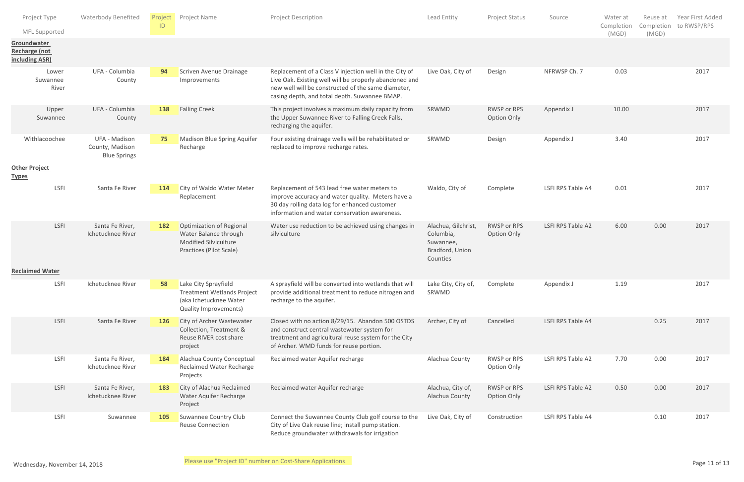| Project Type<br>MFL Supported | Waterbody Benefited | Project ID | Project Name | Project Description | Lead Entity | Project Status | Source | Water at Completion (MGD) | Reuse at Completion (MGD) | Year First Added to RWSP/RPS |
|---|---|---|---|---|---|---|---|---|---|---|
| **Groundwater Recharge (not including ASR)** | | | | | | | | | | |
| Lower Suwannee River | UFA - Columbia County | 94 | Scriven Avenue Drainage Improvements | Replacement of a Class V injection well in the City of Live Oak. Existing well will be properly abandoned and new well will be constructed of the same diameter, casing depth, and total depth. Suwannee BMAP. | Live Oak, City of | Design | NFRWSP Ch. 7 | 0.03 | | 2017 |
| Upper Suwannee | UFA - Columbia County | 138 | Falling Creek | This project involves a maximum daily capacity from the Upper Suwannee River to Falling Creek Falls, recharging the aquifer. | SRWMD | RWSP or RPS Option Only | Appendix J | 10.00 | | 2017 |
| Withlacoochee | UFA - Madison County, Madison Blue Springs | 75 | Madison Blue Spring Aquifer Recharge | Four existing drainage wells will be rehabilitated or replaced to improve recharge rates. | SRWMD | Design | Appendix J | 3.40 | | 2017 |
| **Other Project Types** | | | | | | | | | | |
| LSFI | Santa Fe River | 114 | City of Waldo Water Meter Replacement | Replacement of 543 lead free water meters to improve accuracy and water quality. Meters have a 30 day rolling data log for enhanced customer information and water conservation awareness. | Waldo, City of | Complete | LSFI RPS Table A4 | 0.01 | | 2017 |
| LSFI | Santa Fe River, Ichetucknee River | 182 | Optimization of Regional Water Balance through Modified Silviculture Practices (Pilot Scale) | Water use reduction to be achieved using changes in silviculture | Alachua, Gilchrist, Columbia, Suwannee, Bradford, Union Counties | RWSP or RPS Option Only | LSFI RPS Table A2 | 6.00 | 0.00 | 2017 |
| **Reclaimed Water** | | | | | | | | | | |
| LSFI | Ichetucknee River | 58 | Lake City Sprayfield Treatment Wetlands Project (aka Ichetucknee Water Quality Improvements) | A sprayfield will be converted into wetlands that will provide additional treatment to reduce nitrogen and recharge to the aquifer. | Lake City, City of, SRWMD | Complete | Appendix J | 1.19 | | 2017 |
| LSFI | Santa Fe River | 126 | City of Archer Wastewater Collection, Treatment & Reuse RIVER cost share project | Closed with no action 8/29/15. Abandon 500 OSTDS and construct central wastewater system for treatment and agricultural reuse system for the City of Archer. WMD funds for reuse portion. | Archer, City of | Cancelled | LSFI RPS Table A4 | | 0.25 | 2017 |
| LSFI | Santa Fe River, Ichetucknee River | 184 | Alachua County Conceptual Reclaimed Water Recharge Projects | Reclaimed water Aquifer recharge | Alachua County | RWSP or RPS Option Only | LSFI RPS Table A2 | 7.70 | 0.00 | 2017 |
| LSFI | Santa Fe River, Ichetucknee River | 183 | City of Alachua Reclaimed Water Aquifer Recharge Project | Reclaimed water Aquifer recharge | Alachua, City of, Alachua County | RWSP or RPS Option Only | LSFI RPS Table A2 | 0.50 | 0.00 | 2017 |
| LSFI | Suwannee | 105 | Suwannee Country Club Reuse Connection | Connect the Suwannee County Club golf course to the City of Live Oak reuse line; install pump station. Reduce groundwater withdrawals for irrigation | Live Oak, City of | Construction | LSFI RPS Table A4 | | 0.10 | 2017 |

Please use "Project ID" number on Cost-Share Applications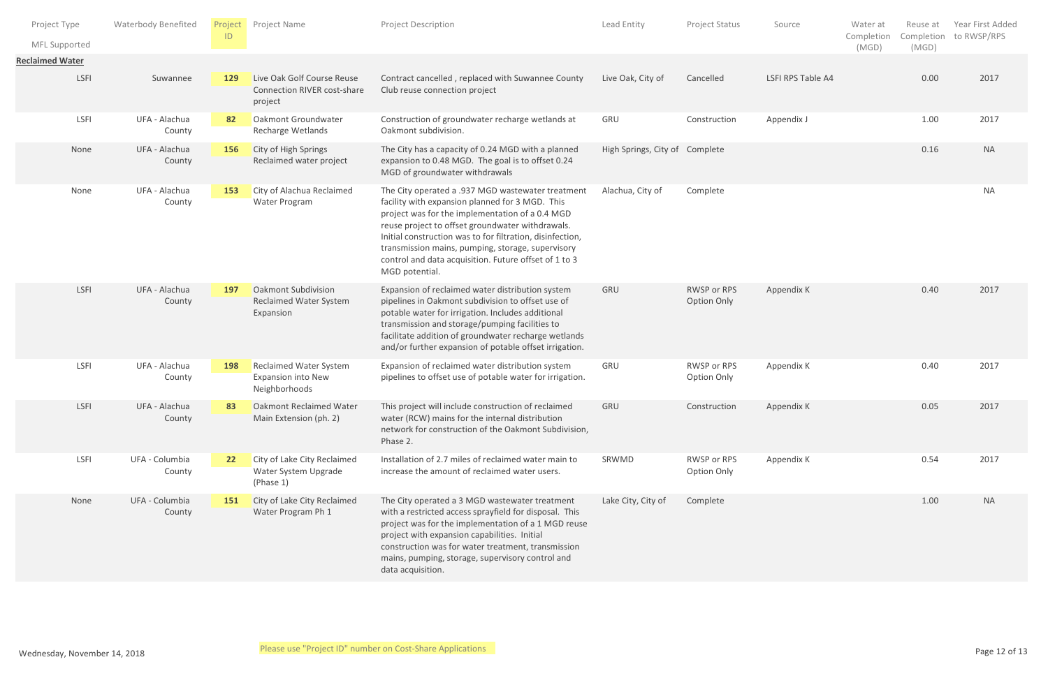| Project Type<br>MFL Supported | Waterbody Benefited | Project ID | Project Name | Project Description | Lead Entity | Project Status | Source | Water at Completion (MGD) | Reuse at Completion (MGD) | Year First Added to RWSP/RPS |
|---|---|---|---|---|---|---|---|---|---|---|
| **Reclaimed Water** | | | | | | | | | | |
| LSFI | Suwannee | 129 | Live Oak Golf Course Reuse Connection RIVER cost-share project | Contract cancelled , replaced with Suwannee County Club reuse connection project | Live Oak, City of | Cancelled | LSFI RPS Table A4 | | 0.00 | 2017 |
| LSFI | UFA - Alachua County | 82 | Oakmont Groundwater Recharge Wetlands | Construction of groundwater recharge wetlands at Oakmont subdivision. | GRU | Construction | Appendix J | | 1.00 | 2017 |
| None | UFA - Alachua County | 156 | City of High Springs Reclaimed water project | The City has a capacity of 0.24 MGD with a planned expansion to 0.48 MGD. The goal is to offset 0.24 MGD of groundwater withdrawals | High Springs, City of | Complete | | | 0.16 | NA |
| None | UFA - Alachua County | 153 | City of Alachua Reclaimed Water Program | The City operated a .937 MGD wastewater treatment facility with expansion planned for 3 MGD. This project was for the implementation of a 0.4 MGD reuse project to offset groundwater withdrawals. Initial construction was to for filtration, disinfection, transmission mains, pumping, storage, supervisory control and data acquisition. Future offset of 1 to 3 MGD potential. | Alachua, City of | Complete | | | | NA |
| LSFI | UFA - Alachua County | 197 | Oakmont Subdivision Reclaimed Water System Expansion | Expansion of reclaimed water distribution system pipelines in Oakmont subdivision to offset use of potable water for irrigation. Includes additional transmission and storage/pumping facilities to facilitate addition of groundwater recharge wetlands and/or further expansion of potable offset irrigation. | GRU | RWSP or RPS Option Only | Appendix K | | 0.40 | 2017 |
| LSFI | UFA - Alachua County | 198 | Reclaimed Water System Expansion into New Neighborhoods | Expansion of reclaimed water distribution system pipelines to offset use of potable water for irrigation. | GRU | RWSP or RPS Option Only | Appendix K | | 0.40 | 2017 |
| LSFI | UFA - Alachua County | 83 | Oakmont Reclaimed Water Main Extension (ph. 2) | This project will include construction of reclaimed water (RCW) mains for the internal distribution network for construction of the Oakmont Subdivision, Phase 2. | GRU | Construction | Appendix K | | 0.05 | 2017 |
| LSFI | UFA - Columbia County | 22 | City of Lake City Reclaimed Water System Upgrade (Phase 1) | Installation of 2.7 miles of reclaimed water main to increase the amount of reclaimed water users. | SRWMD | RWSP or RPS Option Only | Appendix K | | 0.54 | 2017 |
| None | UFA - Columbia County | 151 | City of Lake City Reclaimed Water Program Ph 1 | The City operated a 3 MGD wastewater treatment with a restricted access sprayfield for disposal. This project was for the implementation of a 1 MGD reuse project with expansion capabilities. Initial construction was for water treatment, transmission mains, pumping, storage, supervisory control and data acquisition. | Lake City, City of | Complete | | | 1.00 | NA |

Please use "Project ID" number on Cost-Share Applications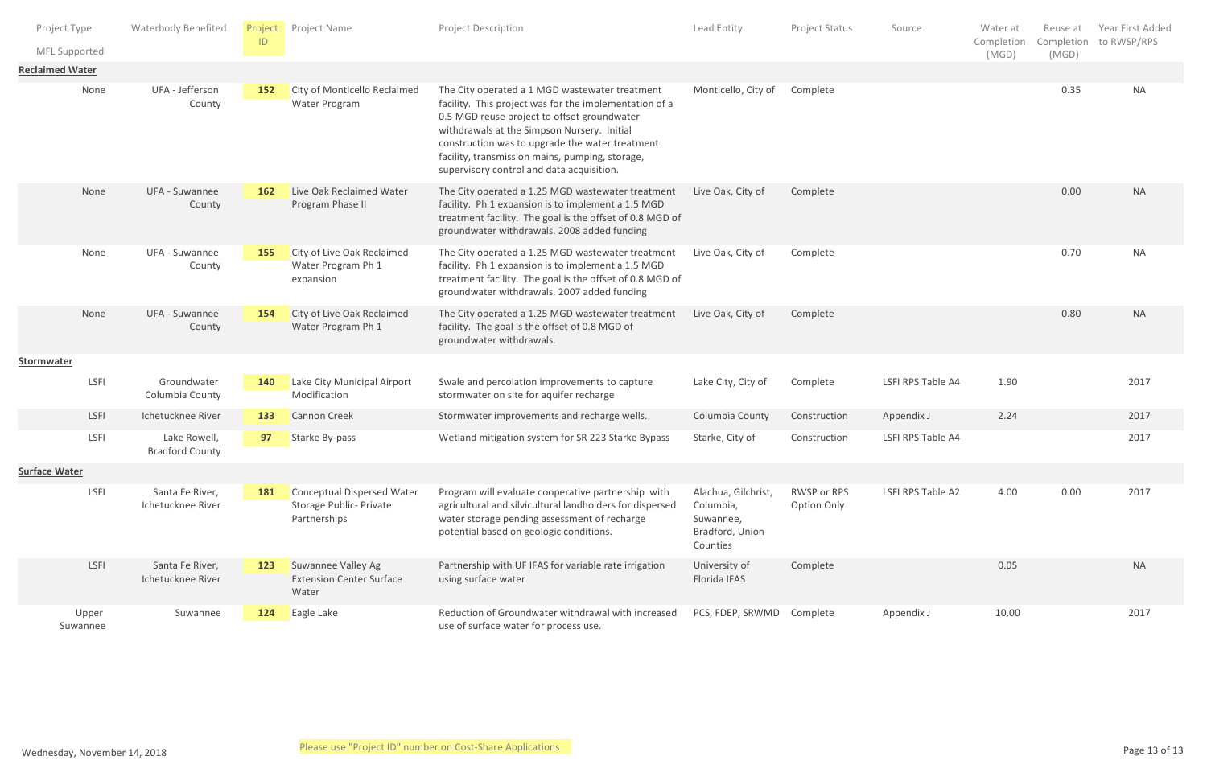| Project Type<br>MFL Supported | Waterbody Benefited | Project ID | Project Name | Project Description | Lead Entity | Project Status | Source | Water at Completion (MGD) | Reuse at Completion (MGD) | Year First Added to RWSP/RPS |
|---|---|---|---|---|---|---|---|---|---|---|
| **Reclaimed Water** | | | | | | | | | | |
| None | UFA - Jefferson County | 152 | City of Monticello Reclaimed Water Program | The City operated a 1 MGD wastewater treatment facility. This project was for the implementation of a 0.5 MGD reuse project to offset groundwater withdrawals at the Simpson Nursery. Initial construction was to upgrade the water treatment facility, transmission mains, pumping, storage, supervisory control and data acquisition. | Monticello, City of | Complete | | | 0.35 | NA |
| None | UFA - Suwannee County | 162 | Live Oak Reclaimed Water Program Phase II | The City operated a 1.25 MGD wastewater treatment facility. Ph 1 expansion is to implement a 1.5 MGD treatment facility. The goal is the offset of 0.8 MGD of groundwater withdrawals. 2008 added funding | Live Oak, City of | Complete | | | 0.00 | NA |
| None | UFA - Suwannee County | 155 | City of Live Oak Reclaimed Water Program Ph 1 expansion | The City operated a 1.25 MGD wastewater treatment facility. Ph 1 expansion is to implement a 1.5 MGD treatment facility. The goal is the offset of 0.8 MGD of groundwater withdrawals. 2007 added funding | Live Oak, City of | Complete | | | 0.70 | NA |
| None | UFA - Suwannee County | 154 | City of Live Oak Reclaimed Water Program Ph 1 | The City operated a 1.25 MGD wastewater treatment facility. The goal is the offset of 0.8 MGD of groundwater withdrawals. | Live Oak, City of | Complete | | | 0.80 | NA |
| **Stormwater** | | | | | | | | | | |
| LSFI | Groundwater Columbia County | 140 | Lake City Municipal Airport Modification | Swale and percolation improvements to capture stormwater on site for aquifer recharge | Lake City, City of | Complete | LSFI RPS Table A4 | 1.90 | | 2017 |
| LSFI | Ichetucknee River | 133 | Cannon Creek | Stormwater improvements and recharge wells. | Columbia County | Construction | Appendix J | 2.24 | | 2017 |
| LSFI | Lake Rowell, Bradford County | 97 | Starke By-pass | Wetland mitigation system for SR 223 Starke Bypass | Starke, City of | Construction | LSFI RPS Table A4 | | | 2017 |
| **Surface Water** | | | | | | | | | | |
| LSFI | Santa Fe River, Ichetucknee River | 181 | Conceptual Dispersed Water Storage Public- Private Partnerships | Program will evaluate cooperative partnership with agricultural and silvicultural landholders for dispersed water storage pending assessment of recharge potential based on geologic conditions. | Alachua, Gilchrist, Columbia, Suwannee, Bradford, Union Counties | RWSP or RPS Option Only | LSFI RPS Table A2 | 4.00 | 0.00 | 2017 |
| LSFI | Santa Fe River, Ichetucknee River | 123 | Suwannee Valley Ag Extension Center Surface Water | Partnership with UF IFAS for variable rate irrigation using surface water | University of Florida IFAS | Complete | | 0.05 | | NA |
| Upper Suwannee | Suwannee | 124 | Eagle Lake | Reduction of Groundwater withdrawal with increased use of surface water for process use. | PCS, FDEP, SRWMD | Complete | Appendix J | 10.00 | | 2017 |

Wednesday, November 14, 2018

Please use "Project ID" number on Cost-Share Applications